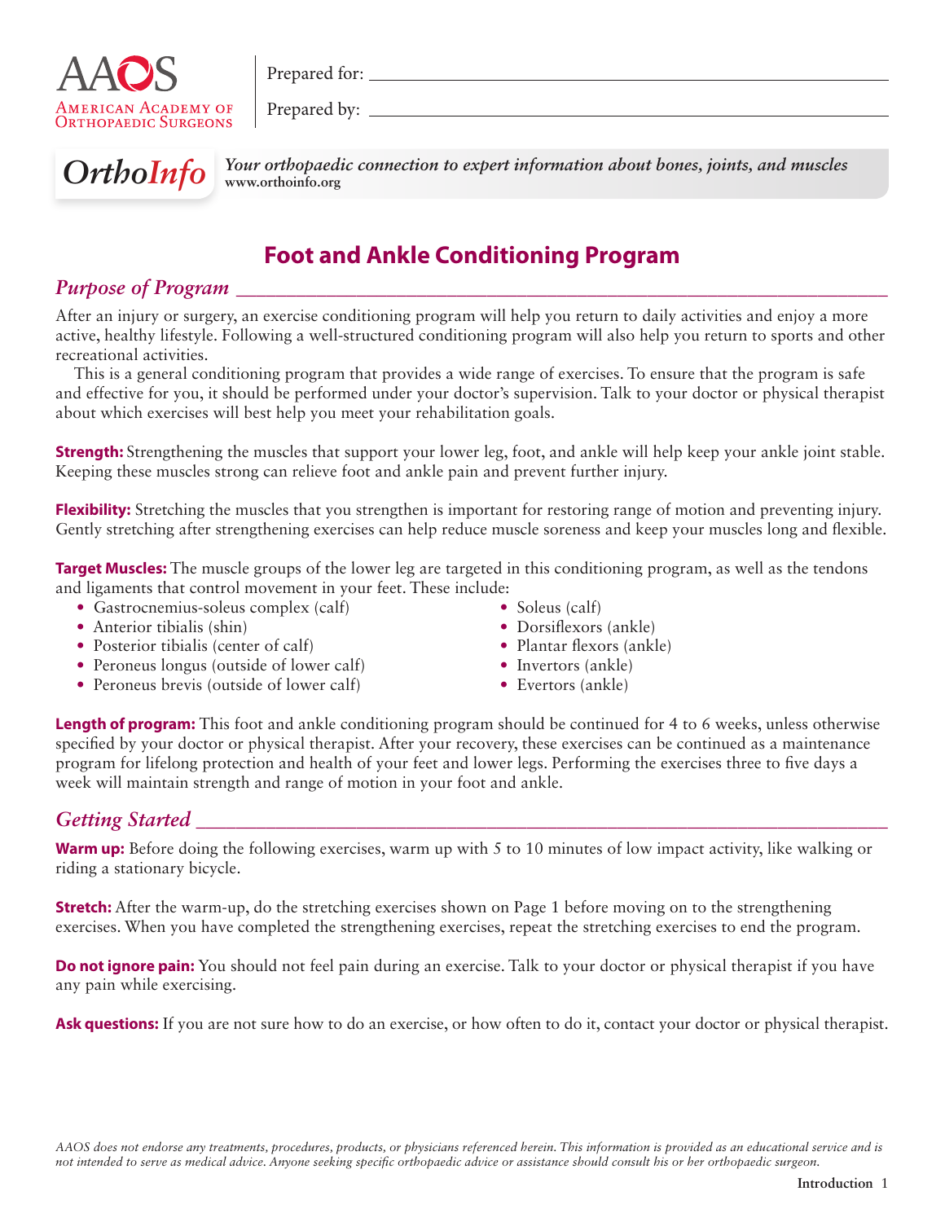AAOS
American Academy of Orthopaedic Surgeons

Prepared for: ______________________

Prepared by: ______________________

**OrthoInfo** *Your orthopaedic connection to expert information about bones, joints, and muscles*
www.orthoinfo.org

# Foot and Ankle Conditioning Program

## *Purpose of Program*

After an injury or surgery, an exercise conditioning program will help you return to daily activities and enjoy a more active, healthy lifestyle. Following a well-structured conditioning program will also help you return to sports and other recreational activities.

This is a general conditioning program that provides a wide range of exercises. To ensure that the program is safe and effective for you, it should be performed under your doctor's supervision. Talk to your doctor or physical therapist about which exercises will best help you meet your rehabilitation goals.

**Strength:** Strengthening the muscles that support your lower leg, foot, and ankle will help keep your ankle joint stable. Keeping these muscles strong can relieve foot and ankle pain and prevent further injury.

**Flexibility:** Stretching the muscles that you strengthen is important for restoring range of motion and preventing injury. Gently stretching after strengthening exercises can help reduce muscle soreness and keep your muscles long and flexible.

**Target Muscles:** The muscle groups of the lower leg are targeted in this conditioning program, as well as the tendons and ligaments that control movement in your feet. These include:

- Gastrocnemius-soleus complex (calf)
- Anterior tibialis (shin)
- Posterior tibialis (center of calf)
- Peroneus longus (outside of lower calf)
- Peroneus brevis (outside of lower calf)
- Soleus (calf)
- Dorsiflexors (ankle)
- Plantar flexors (ankle)
- Invertors (ankle)
- Evertors (ankle)

**Length of program:** This foot and ankle conditioning program should be continued for 4 to 6 weeks, unless otherwise specified by your doctor or physical therapist. After your recovery, these exercises can be continued as a maintenance program for lifelong protection and health of your feet and lower legs. Performing the exercises three to five days a week will maintain strength and range of motion in your foot and ankle.

## *Getting Started*

**Warm up:** Before doing the following exercises, warm up with 5 to 10 minutes of low impact activity, like walking or riding a stationary bicycle.

**Stretch:** After the warm-up, do the stretching exercises shown on Page 1 before moving on to the strengthening exercises. When you have completed the strengthening exercises, repeat the stretching exercises to end the program.

**Do not ignore pain:** You should not feel pain during an exercise. Talk to your doctor or physical therapist if you have any pain while exercising.

**Ask questions:** If you are not sure how to do an exercise, or how often to do it, contact your doctor or physical therapist.

*AAOS does not endorse any treatments, procedures, products, or physicians referenced herein. This information is provided as an educational service and is not intended to serve as medical advice. Anyone seeking specific orthopaedic advice or assistance should consult his or her orthopaedic surgeon.*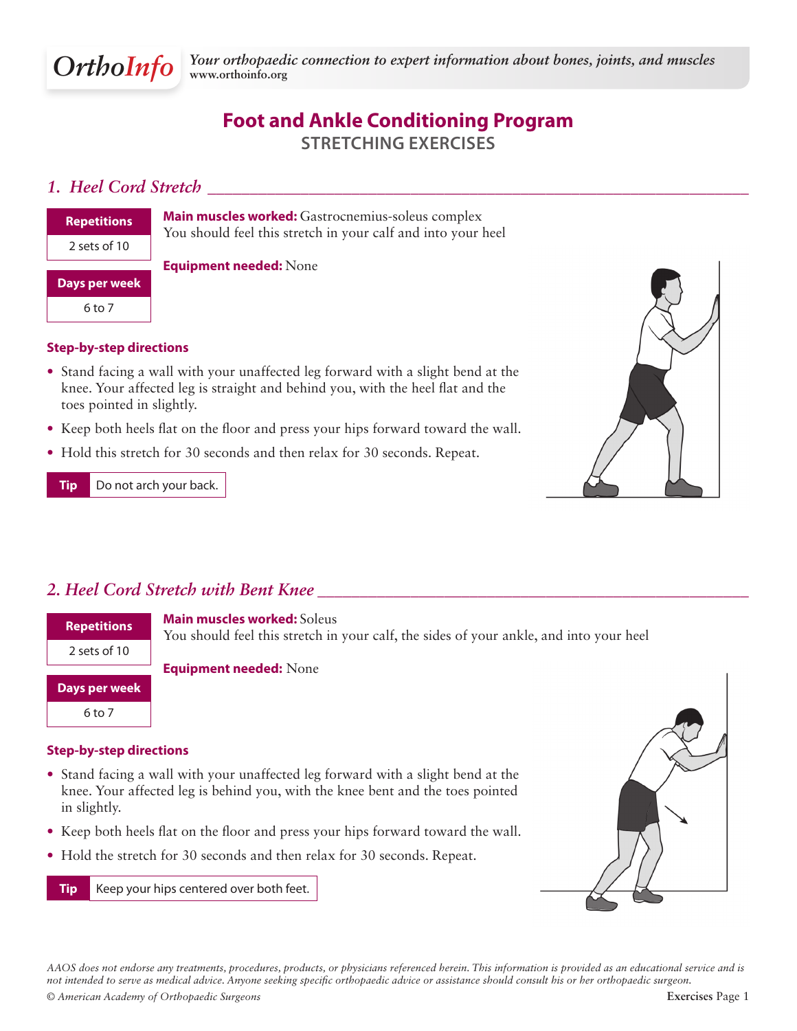# Foot and Ankle Conditioning Program

## STRETCHING EXERCISES

### 1. Heel Cord Stretch

| Repetitions |
| --- |
| 2 sets of 10 |

| Days per week |
| --- |
| 6 to 7 |

**Main muscles worked:** Gastrocnemius-soleus complex
You should feel this stretch in your calf and into your heel

**Equipment needed:** None

**Step-by-step directions**

- Stand facing a wall with your unaffected leg forward with a slight bend at the knee. Your affected leg is straight and behind you, with the heel flat and the toes pointed in slightly.
- Keep both heels flat on the floor and press your hips forward toward the wall.
- Hold this stretch for 30 seconds and then relax for 30 seconds. Repeat.

**Tip** Do not arch your back.

### 2. Heel Cord Stretch with Bent Knee

| Repetitions |
| --- |
| 2 sets of 10 |

| Days per week |
| --- |
| 6 to 7 |

**Main muscles worked:** Soleus
You should feel this stretch in your calf, the sides of your ankle, and into your heel

**Equipment needed:** None

**Step-by-step directions**

- Stand facing a wall with your unaffected leg forward with a slight bend at the knee. Your affected leg is behind you, with the knee bent and the toes pointed in slightly.
- Keep both heels flat on the floor and press your hips forward toward the wall.
- Hold the stretch for 30 seconds and then relax for 30 seconds. Repeat.

**Tip** Keep your hips centered over both feet.

*AAOS does not endorse any treatments, procedures, products, or physicians referenced herein. This information is provided as an educational service and is not intended to serve as medical advice. Anyone seeking specific orthopaedic advice or assistance should consult his or her orthopaedic surgeon.*

*© American Academy of Orthopaedic Surgeons*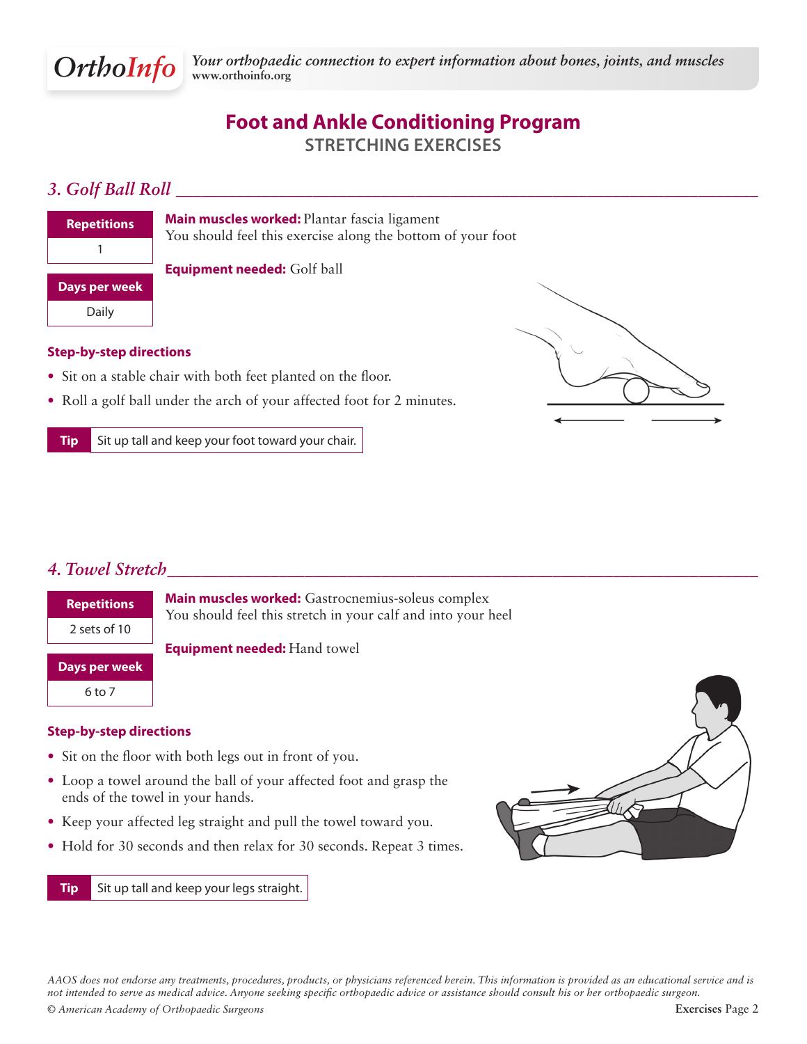# Foot and Ankle Conditioning Program

## STRETCHING EXERCISES

### *3. Golf Ball Roll*

| Repetitions |
| --- |
| 1 |

| Days per week |
| --- |
| Daily |

**Main muscles worked:** Plantar fascia ligament
You should feel this exercise along the bottom of your foot

**Equipment needed:** Golf ball

**Step-by-step directions**

- Sit on a stable chair with both feet planted on the floor.
- Roll a golf ball under the arch of your affected foot for 2 minutes.

**Tip** Sit up tall and keep your foot toward your chair.

### *4. Towel Stretch*

| Repetitions |
| --- |
| 2 sets of 10 |

| Days per week |
| --- |
| 6 to 7 |

**Main muscles worked:** Gastrocnemius-soleus complex
You should feel this stretch in your calf and into your heel

**Equipment needed:** Hand towel

**Step-by-step directions**

- Sit on the floor with both legs out in front of you.
- Loop a towel around the ball of your affected foot and grasp the ends of the towel in your hands.
- Keep your affected leg straight and pull the towel toward you.
- Hold for 30 seconds and then relax for 30 seconds. Repeat 3 times.

**Tip** Sit up tall and keep your legs straight.

*AAOS does not endorse any treatments, procedures, products, or physicians referenced herein. This information is provided as an educational service and is not intended to serve as medical advice. Anyone seeking specific orthopaedic advice or assistance should consult his or her orthopaedic surgeon.*

*© American Academy of Orthopaedic Surgeons*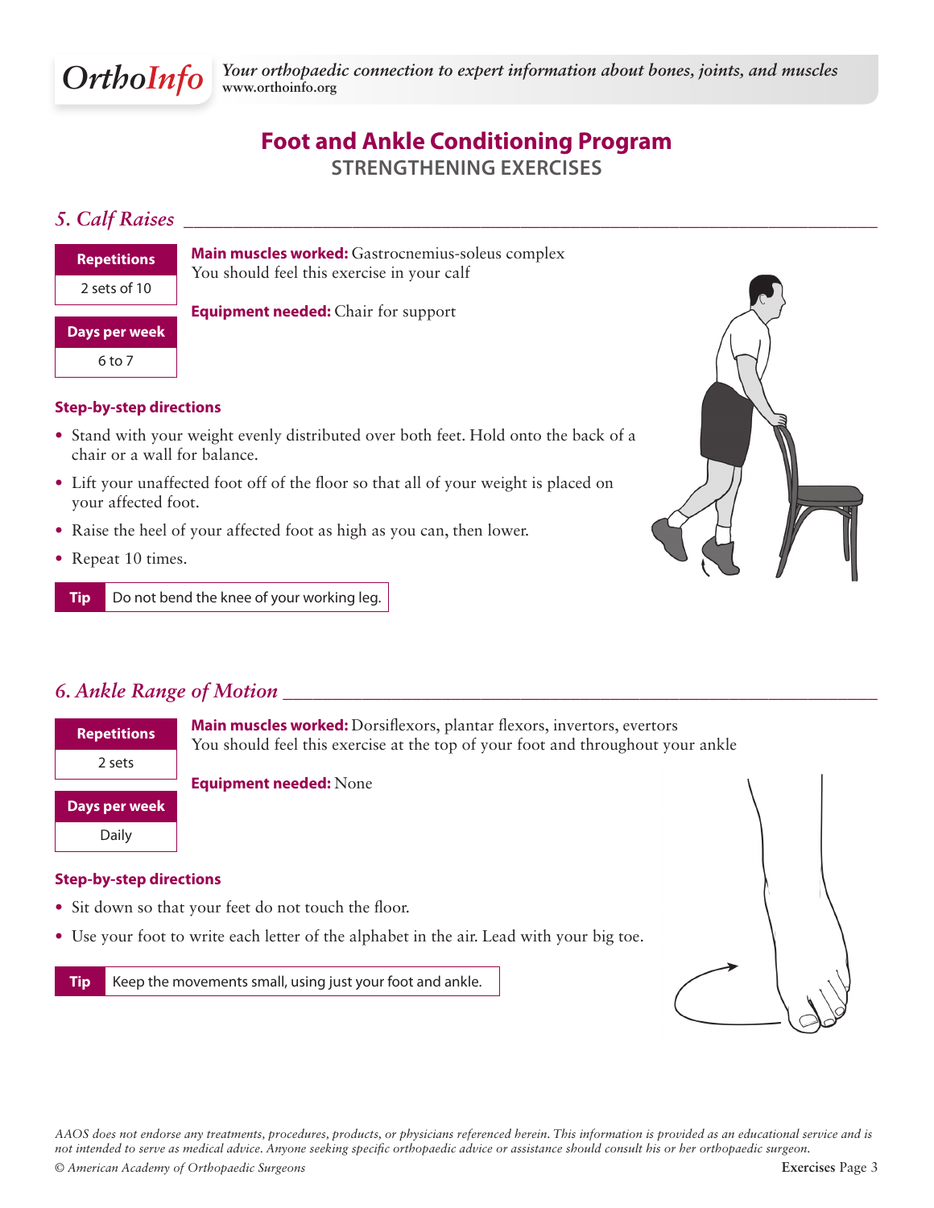# Foot and Ankle Conditioning Program

## STRENGTHENING EXERCISES

### *5. Calf Raises*

| Repetitions |
| --- |
| 2 sets of 10 |

| Days per week |
| --- |
| 6 to 7 |

**Main muscles worked:** Gastrocnemius-soleus complex
You should feel this exercise in your calf

**Equipment needed:** Chair for support

**Step-by-step directions**

- Stand with your weight evenly distributed over both feet. Hold onto the back of a chair or a wall for balance.
- Lift your unaffected foot off of the floor so that all of your weight is placed on your affected foot.
- Raise the heel of your affected foot as high as you can, then lower.
- Repeat 10 times.

**Tip** Do not bend the knee of your working leg.

### *6. Ankle Range of Motion*

| Repetitions |
| --- |
| 2 sets |

| Days per week |
| --- |
| Daily |

**Main muscles worked:** Dorsiflexors, plantar flexors, invertors, evertors
You should feel this exercise at the top of your foot and throughout your ankle

**Equipment needed:** None

**Step-by-step directions**

- Sit down so that your feet do not touch the floor.
- Use your foot to write each letter of the alphabet in the air. Lead with your big toe.

**Tip** Keep the movements small, using just your foot and ankle.

*AAOS does not endorse any treatments, procedures, products, or physicians referenced herein. This information is provided as an educational service and is not intended to serve as medical advice. Anyone seeking specific orthopaedic advice or assistance should consult his or her orthopaedic surgeon.*

*© American Academy of Orthopaedic Surgeons*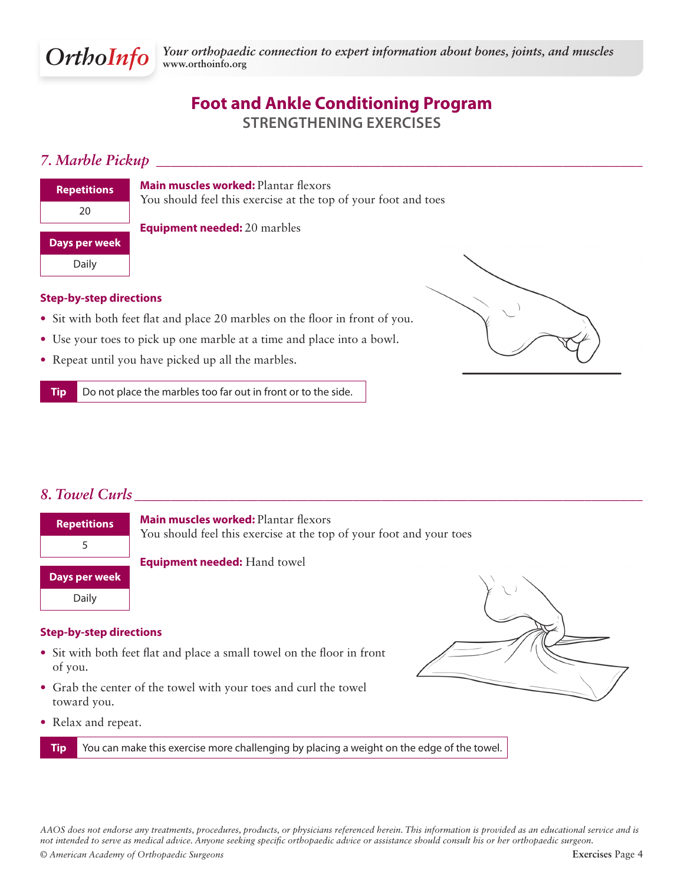# Foot and Ankle Conditioning Program

## STRENGTHENING EXERCISES

### *7. Marble Pickup*

| Repetitions |
| --- |
| 20 |

| Days per week |
| --- |
| Daily |

**Main muscles worked:** Plantar flexors
You should feel this exercise at the top of your foot and toes

**Equipment needed:** 20 marbles

**Step-by-step directions**

- Sit with both feet flat and place 20 marbles on the floor in front of you.
- Use your toes to pick up one marble at a time and place into a bowl.
- Repeat until you have picked up all the marbles.

**Tip** Do not place the marbles too far out in front or to the side.

### *8. Towel Curls*

| Repetitions |
| --- |
| 5 |

| Days per week |
| --- |
| Daily |

**Main muscles worked:** Plantar flexors
You should feel this exercise at the top of your foot and your toes

**Equipment needed:** Hand towel

**Step-by-step directions**

- Sit with both feet flat and place a small towel on the floor in front of you.
- Grab the center of the towel with your toes and curl the towel toward you.
- Relax and repeat.

**Tip** You can make this exercise more challenging by placing a weight on the edge of the towel.

*AAOS does not endorse any treatments, procedures, products, or physicians referenced herein. This information is provided as an educational service and is not intended to serve as medical advice. Anyone seeking specific orthopaedic advice or assistance should consult his or her orthopaedic surgeon.*

*© American Academy of Orthopaedic Surgeons*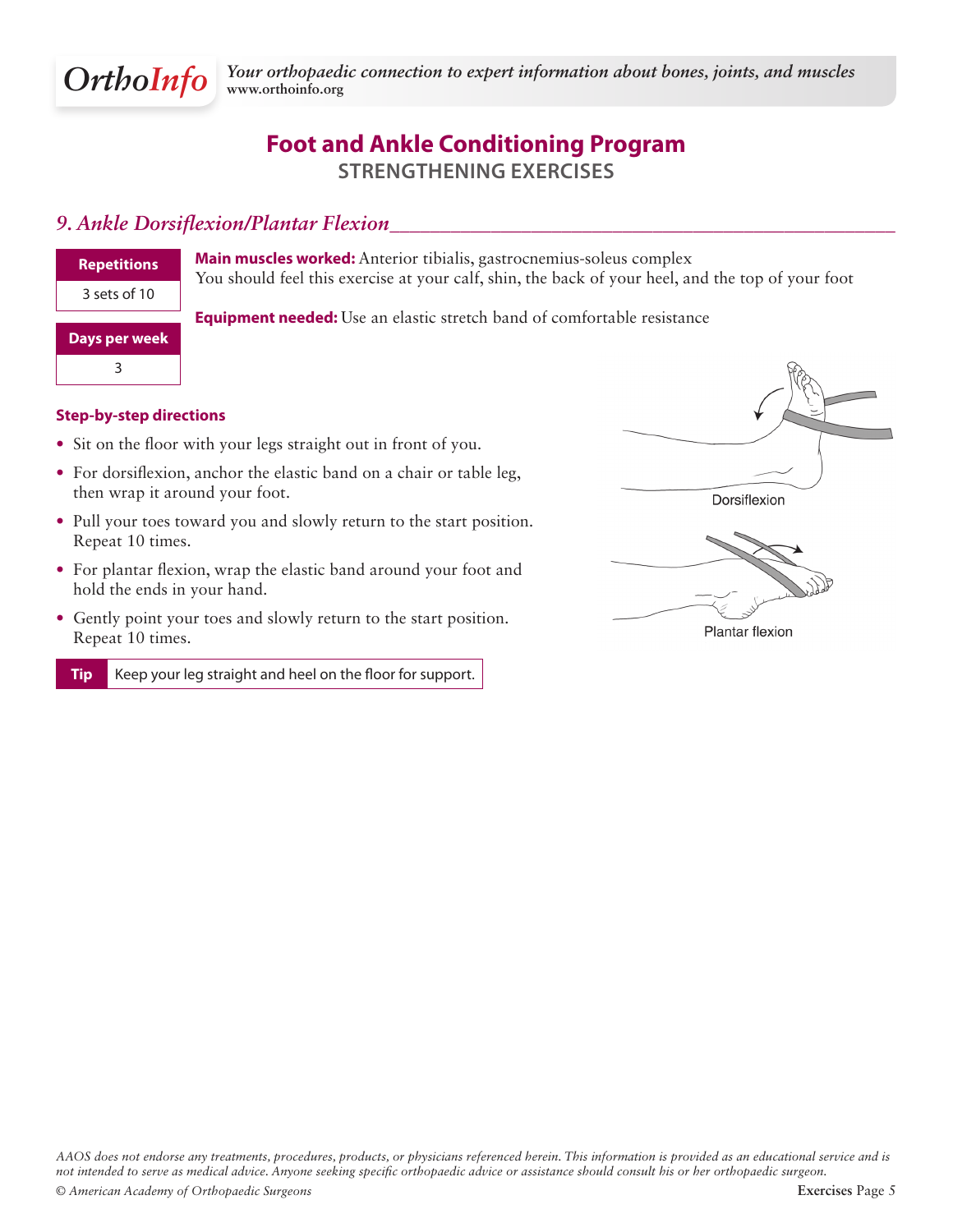# Foot and Ankle Conditioning Program

## STRENGTHENING EXERCISES

### *9. Ankle Dorsiflexion/Plantar Flexion*

**Repetitions**
3 sets of 10

**Days per week**
3

**Main muscles worked:** Anterior tibialis, gastrocnemius-soleus complex
You should feel this exercise at your calf, shin, the back of your heel, and the top of your foot

**Equipment needed:** Use an elastic stretch band of comfortable resistance

**Step-by-step directions**

- Sit on the floor with your legs straight out in front of you.
- For dorsiflexion, anchor the elastic band on a chair or table leg, then wrap it around your foot.
- Pull your toes toward you and slowly return to the start position. Repeat 10 times.
- For plantar flexion, wrap the elastic band around your foot and hold the ends in your hand.
- Gently point your toes and slowly return to the start position. Repeat 10 times.

**Tip** Keep your leg straight and heel on the floor for support.

Dorsiflexion

Plantar flexion

*AAOS does not endorse any treatments, procedures, products, or physicians referenced herein. This information is provided as an educational service and is not intended to serve as medical advice. Anyone seeking specific orthopaedic advice or assistance should consult his or her orthopaedic surgeon.*